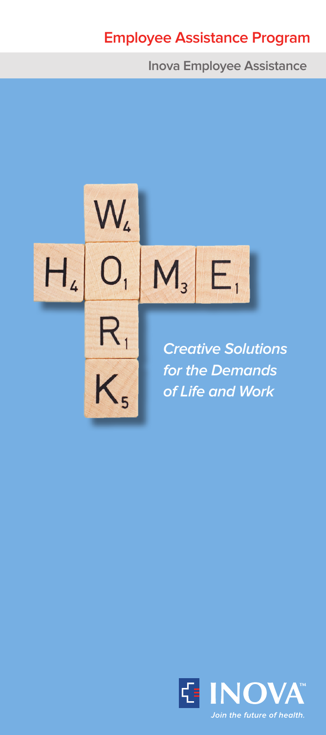# Employee Assistance Program

**Inova Employee Assistance**

***Creative Solutions for the Demands of Life and Work***

INOVA™

*Join the future of health.*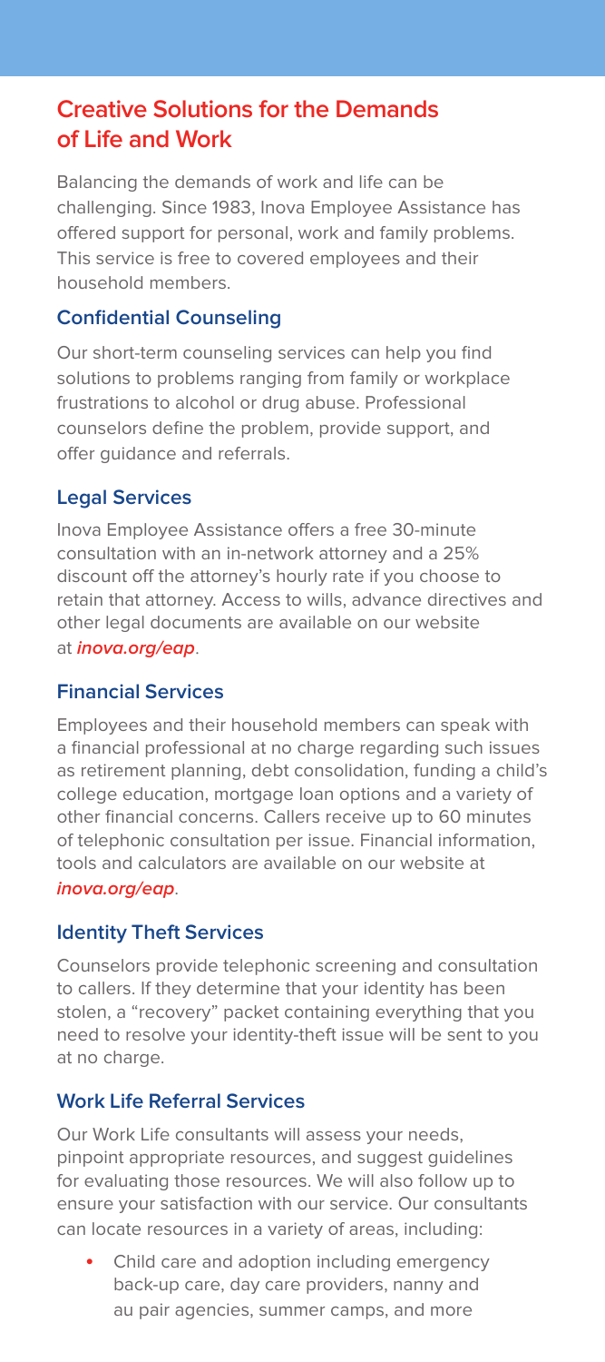## Creative Solutions for the Demands of Life and Work

Balancing the demands of work and life can be challenging. Since 1983, Inova Employee Assistance has offered support for personal, work and family problems. This service is free to covered employees and their household members.

### Confidential Counseling

Our short-term counseling services can help you find solutions to problems ranging from family or workplace frustrations to alcohol or drug abuse. Professional counselors define the problem, provide support, and offer guidance and referrals.

### Legal Services

Inova Employee Assistance offers a free 30-minute consultation with an in-network attorney and a 25% discount off the attorney's hourly rate if you choose to retain that attorney. Access to wills, advance directives and other legal documents are available on our website at ***inova.org/eap***.

### Financial Services

Employees and their household members can speak with a financial professional at no charge regarding such issues as retirement planning, debt consolidation, funding a child's college education, mortgage loan options and a variety of other financial concerns. Callers receive up to 60 minutes of telephonic consultation per issue. Financial information, tools and calculators are available on our website at ***inova.org/eap***.

### Identity Theft Services

Counselors provide telephonic screening and consultation to callers. If they determine that your identity has been stolen, a "recovery" packet containing everything that you need to resolve your identity-theft issue will be sent to you at no charge.

### Work Life Referral Services

Our Work Life consultants will assess your needs, pinpoint appropriate resources, and suggest guidelines for evaluating those resources. We will also follow up to ensure your satisfaction with our service. Our consultants can locate resources in a variety of areas, including:

- Child care and adoption including emergency back-up care, day care providers, nanny and au pair agencies, summer camps, and more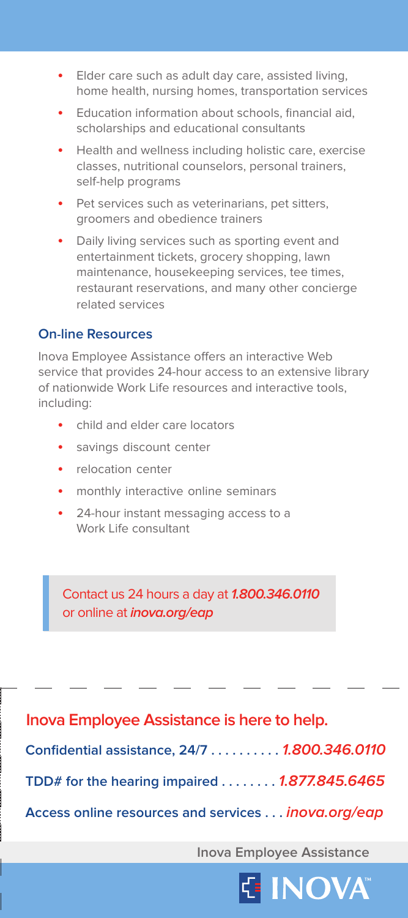- Elder care such as adult day care, assisted living, home health, nursing homes, transportation services
- Education information about schools, financial aid, scholarships and educational consultants
- Health and wellness including holistic care, exercise classes, nutritional counselors, personal trainers, self-help programs
- Pet services such as veterinarians, pet sitters, groomers and obedience trainers
- Daily living services such as sporting event and entertainment tickets, grocery shopping, lawn maintenance, housekeeping services, tee times, restaurant reservations, and many other concierge related services

### On-line Resources

Inova Employee Assistance offers an interactive Web service that provides 24-hour access to an extensive library of nationwide Work Life resources and interactive tools, including:

- child and elder care locators
- savings discount center
- relocation center
- monthly interactive online seminars
- 24-hour instant messaging access to a Work Life consultant

> Contact us 24 hours a day at ***1.800.346.0110*** or online at ***inova.org/eap***

## Inova Employee Assistance is here to help.

**Confidential assistance, 24/7 . . . . . . . . . .** ***1.800.346.0110***

**TDD# for the hearing impaired . . . . . . . .** ***1.877.845.6465***

**Access online resources and services . . .** ***inova.org/eap***

**Inova Employee Assistance**

INOVA™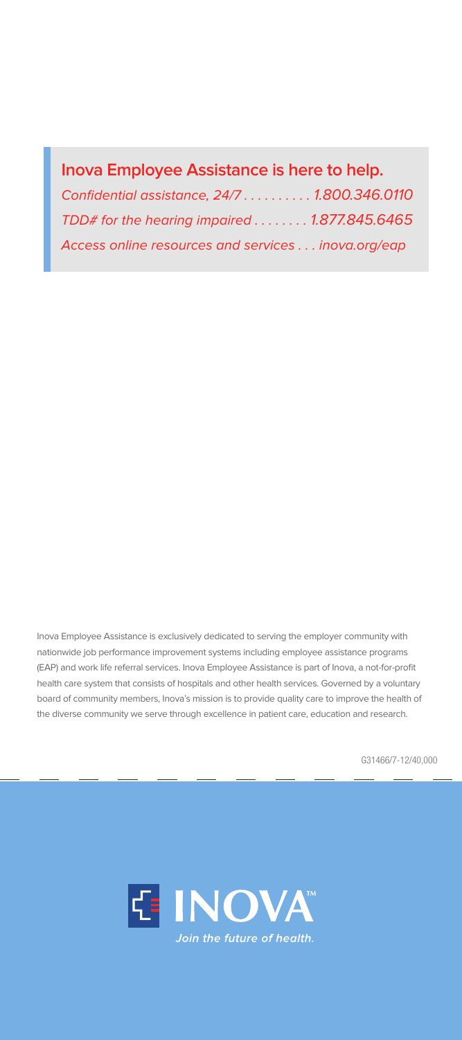## Inova Employee Assistance is here to help.

*Confidential assistance, 24/7 . . . . . . . . . . 1.800.346.0110*

*TDD# for the hearing impaired . . . . . . . . 1.877.845.6465*

*Access online resources and services . . . inova.org/eap*

Inova Employee Assistance is exclusively dedicated to serving the employer community with nationwide job performance improvement systems including employee assistance programs (EAP) and work life referral services. Inova Employee Assistance is part of Inova, a not-for-profit health care system that consists of hospitals and other health services. Governed by a voluntary board of community members, Inova's mission is to provide quality care to improve the health of the diverse community we serve through excellence in patient care, education and research.

G31466/7-12/40,000

INOVA™

*Join the future of health.*